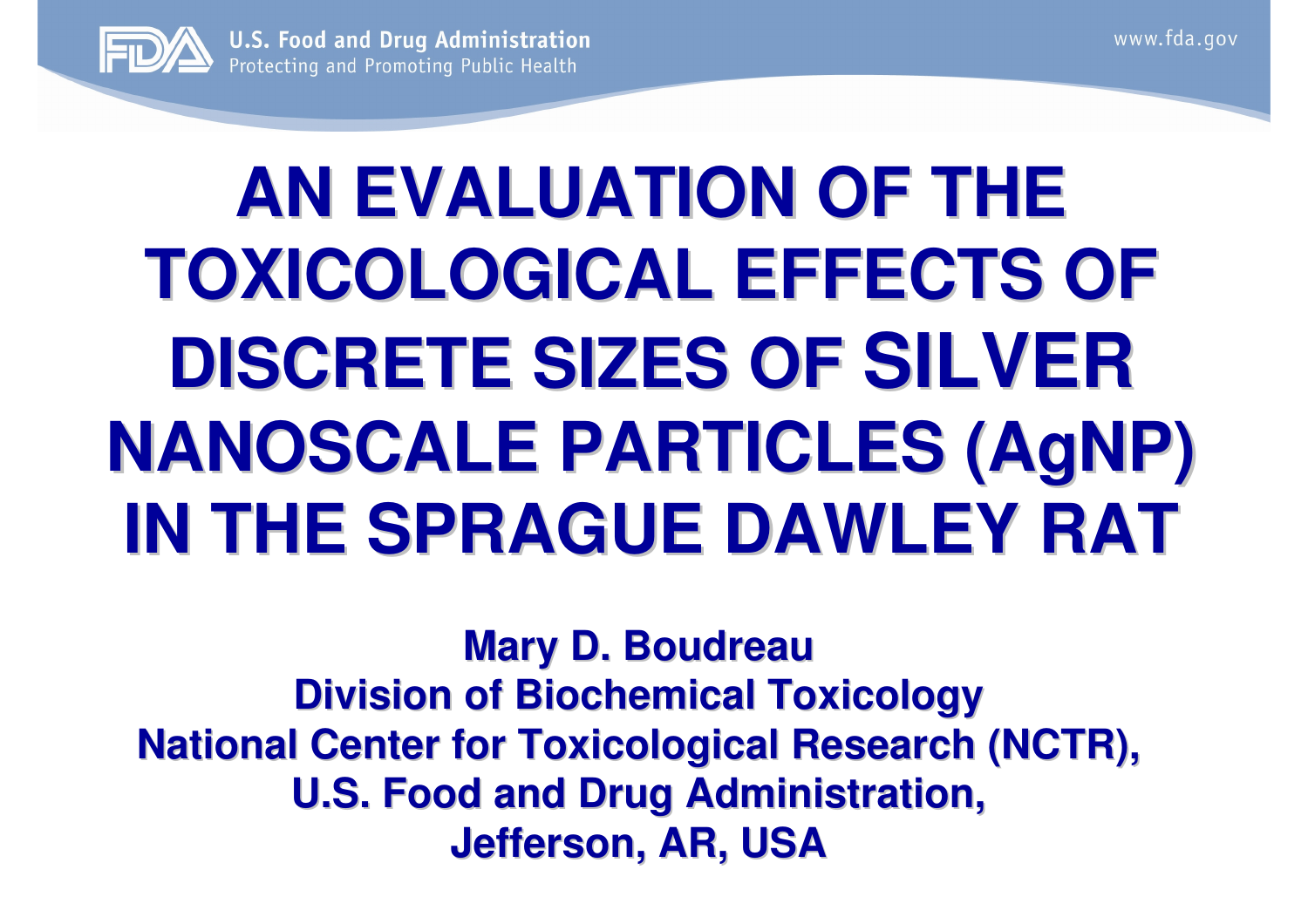# AN EVALUATION OF THE TOXICOLOGICAL EFFECTS OF DISCRETE SIZES OF SILVER NANOSCALE PARTICLES (AgNP) IN THE SPRAGUE DAWLEY RAT

**Mary D. Boudreau**
**Division of Biochemical Toxicology**
**National Center for Toxicological Research (NCTR),**
**U.S. Food and Drug Administration,**
**Jefferson, AR, USA**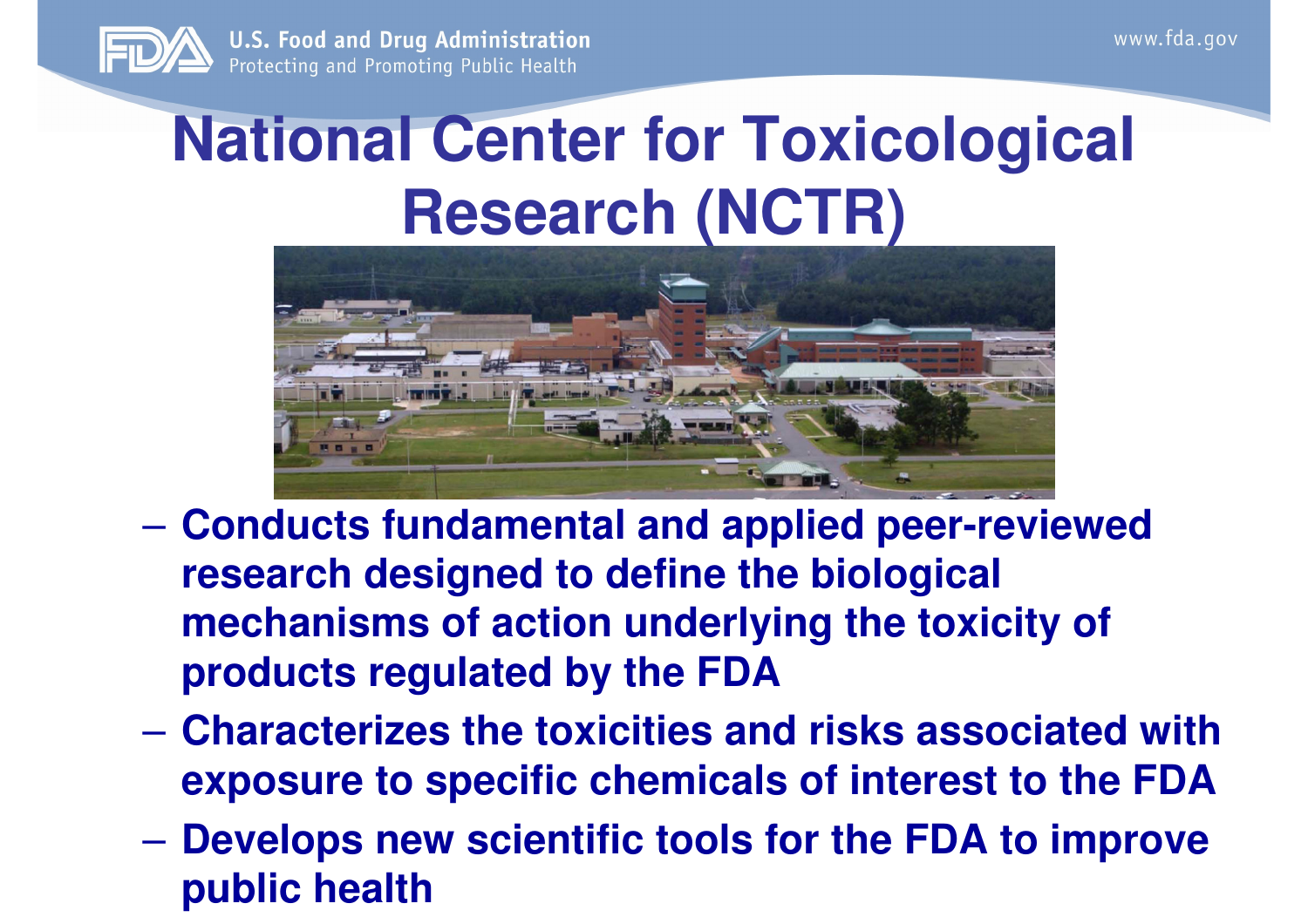# National Center for Toxicological Research (NCTR)

- Conducts fundamental and applied peer-reviewed research designed to define the biological mechanisms of action underlying the toxicity of products regulated by the FDA
- Characterizes the toxicities and risks associated with exposure to specific chemicals of interest to the FDA
- Develops new scientific tools for the FDA to improve public health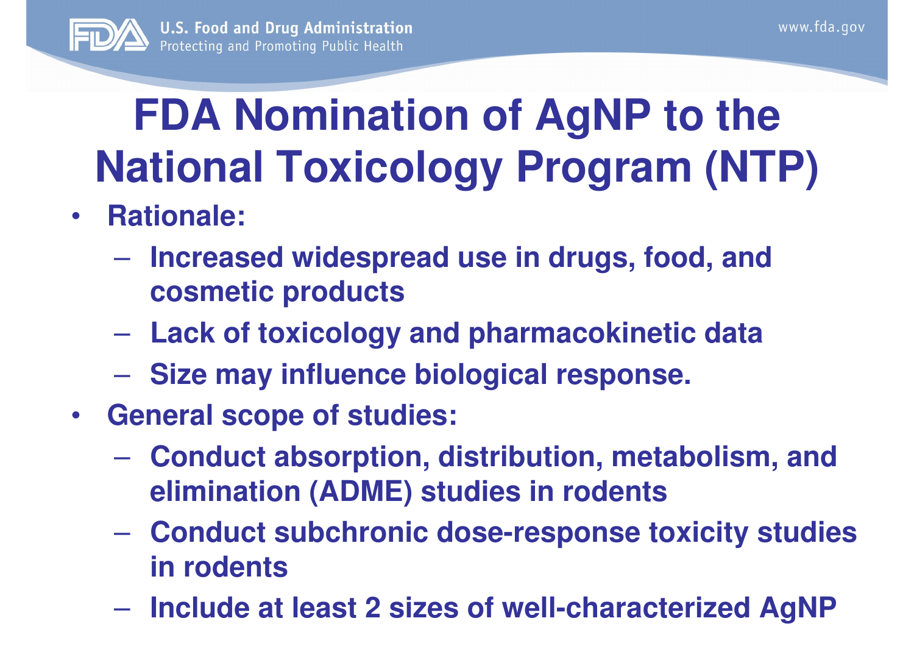# FDA Nomination of AgNP to the National Toxicology Program (NTP)

- **Rationale:**
  - Increased widespread use in drugs, food, and cosmetic products
  - Lack of toxicology and pharmacokinetic data
  - Size may influence biological response.
- **General scope of studies:**
  - Conduct absorption, distribution, metabolism, and elimination (ADME) studies in rodents
  - Conduct subchronic dose-response toxicity studies in rodents
  - Include at least 2 sizes of well-characterized AgNP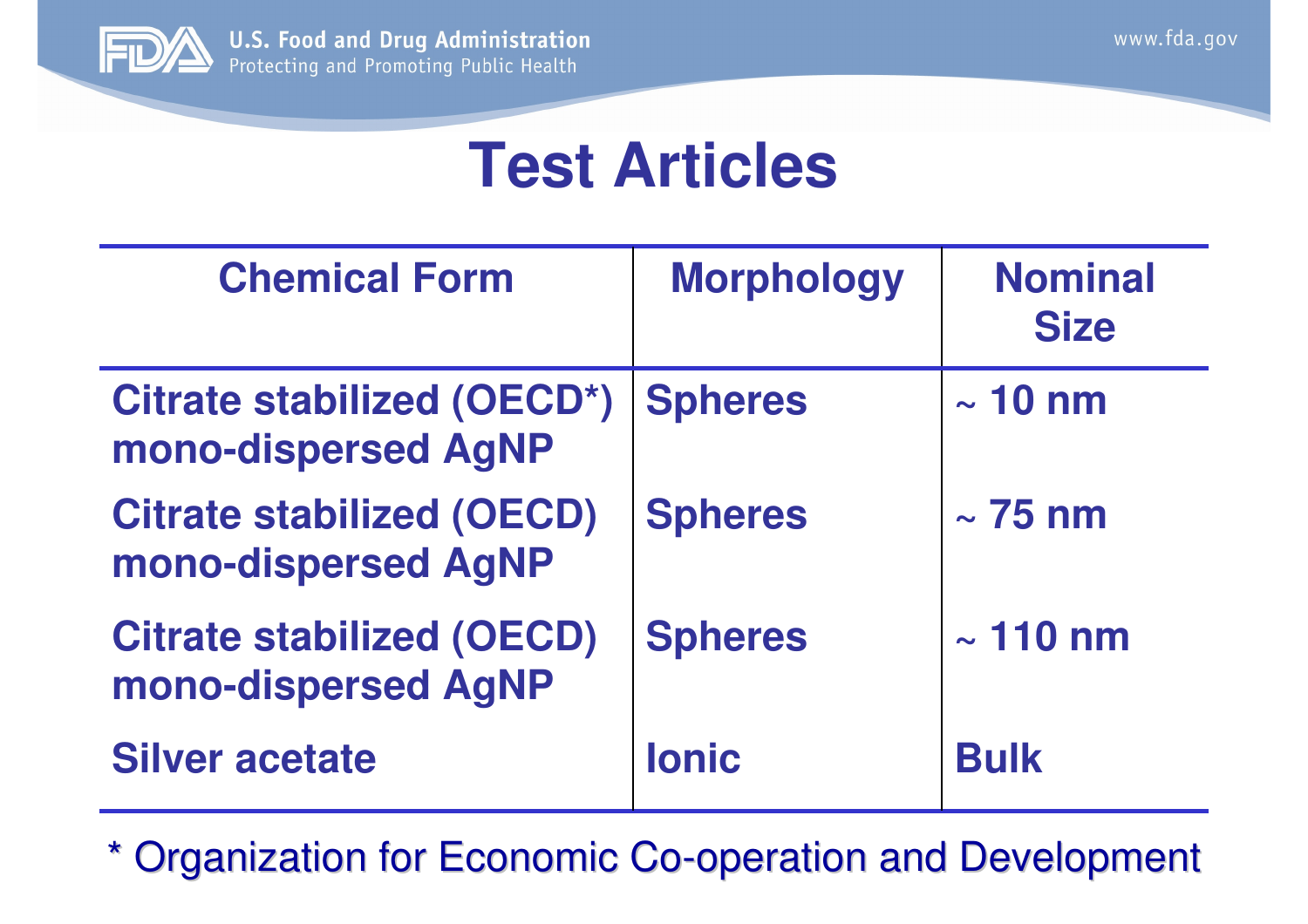# Test Articles

| Chemical Form | Morphology | Nominal Size |
|---|---|---|
| Citrate stabilized (OECD*) mono-dispersed AgNP | Spheres | ~ 10 nm |
| Citrate stabilized (OECD) mono-dispersed AgNP | Spheres | ~ 75 nm |
| Citrate stabilized (OECD) mono-dispersed AgNP | Spheres | ~ 110 nm |
| Silver acetate | Ionic | Bulk |

* Organization for Economic Co-operation and Development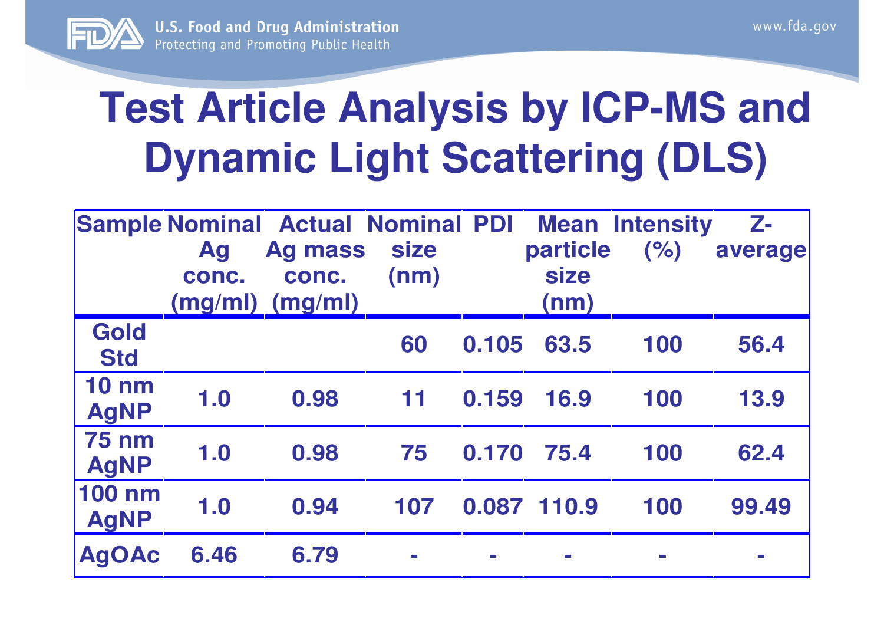# Test Article Analysis by ICP-MS and Dynamic Light Scattering (DLS)

| Sample | Nominal Ag conc. (mg/ml) | Actual Ag mass conc. (mg/ml) | Nominal size (nm) | PDI | Mean particle size (nm) | Intensity (%) | Z-average |
|---|---|---|---|---|---|---|---|
| Gold Std | | | 60 | 0.105 | 63.5 | 100 | 56.4 |
| 10 nm AgNP | 1.0 | 0.98 | 11 | 0.159 | 16.9 | 100 | 13.9 |
| 75 nm AgNP | 1.0 | 0.98 | 75 | 0.170 | 75.4 | 100 | 62.4 |
| 100 nm AgNP | 1.0 | 0.94 | 107 | 0.087 | 110.9 | 100 | 99.49 |
| AgOAc | 6.46 | 6.79 | - | - | - | - | - |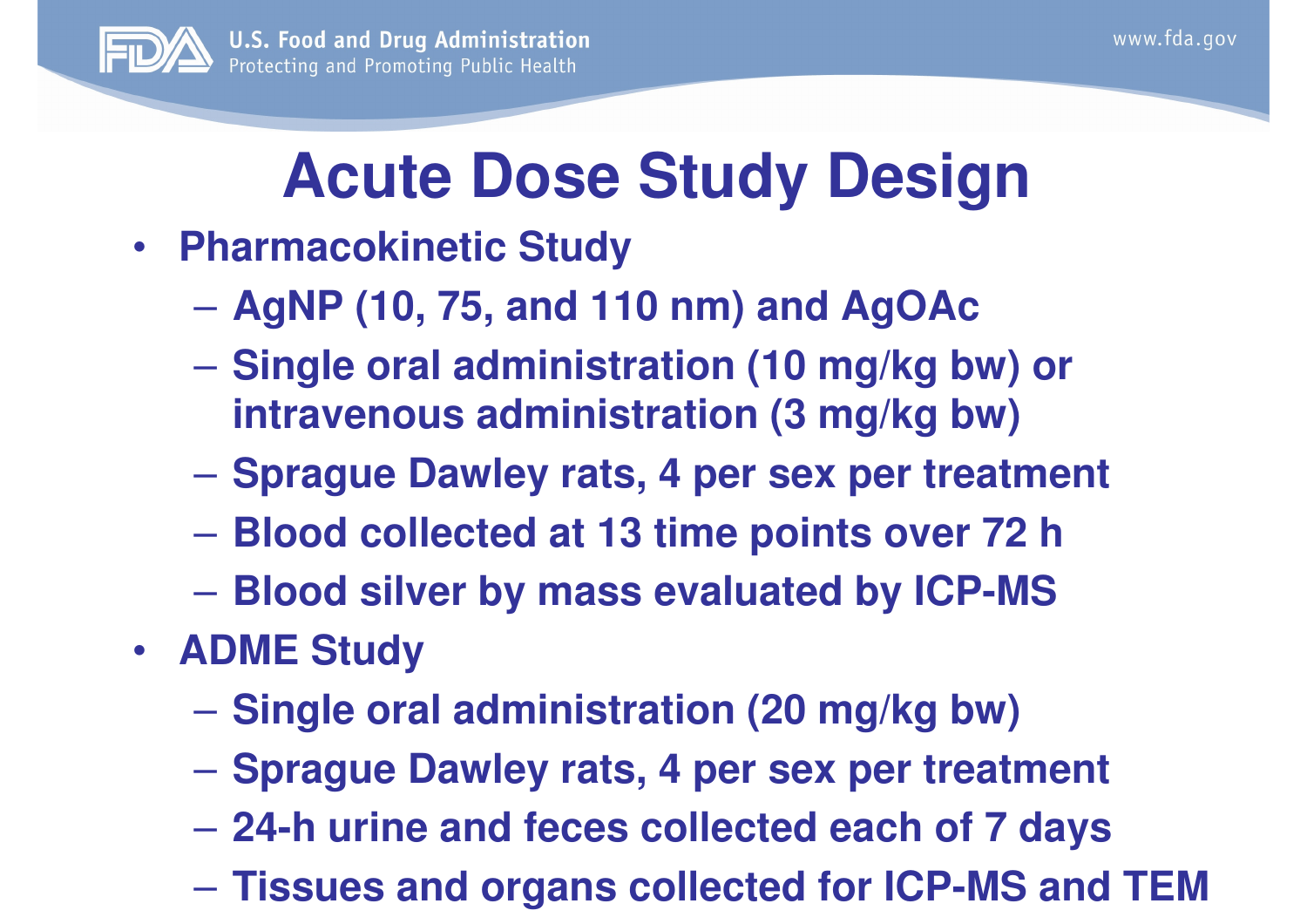# Acute Dose Study Design

- **Pharmacokinetic Study**
  - AgNP (10, 75, and 110 nm) and AgOAc
  - Single oral administration (10 mg/kg bw) or intravenous administration (3 mg/kg bw)
  - Sprague Dawley rats, 4 per sex per treatment
  - Blood collected at 13 time points over 72 h
  - Blood silver by mass evaluated by ICP-MS
- **ADME Study**
  - Single oral administration (20 mg/kg bw)
  - Sprague Dawley rats, 4 per sex per treatment
  - 24-h urine and feces collected each of 7 days
  - Tissues and organs collected for ICP-MS and TEM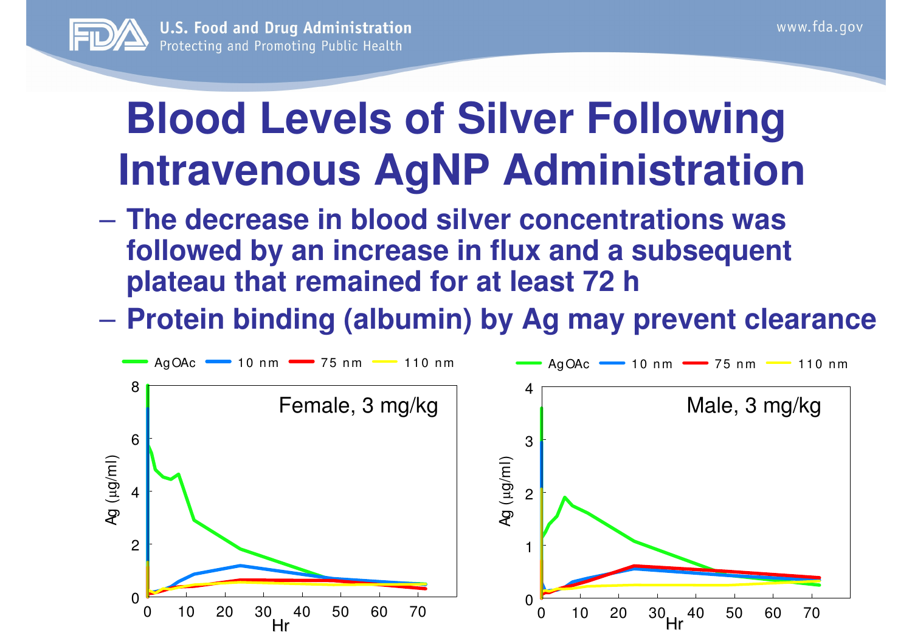# Blood Levels of Silver Following Intravenous AgNP Administration

- The decrease in blood silver concentrations was followed by an increase in flux and a subsequent plateau that remained for at least 72 h
- Protein binding (albumin) by Ag may prevent clearance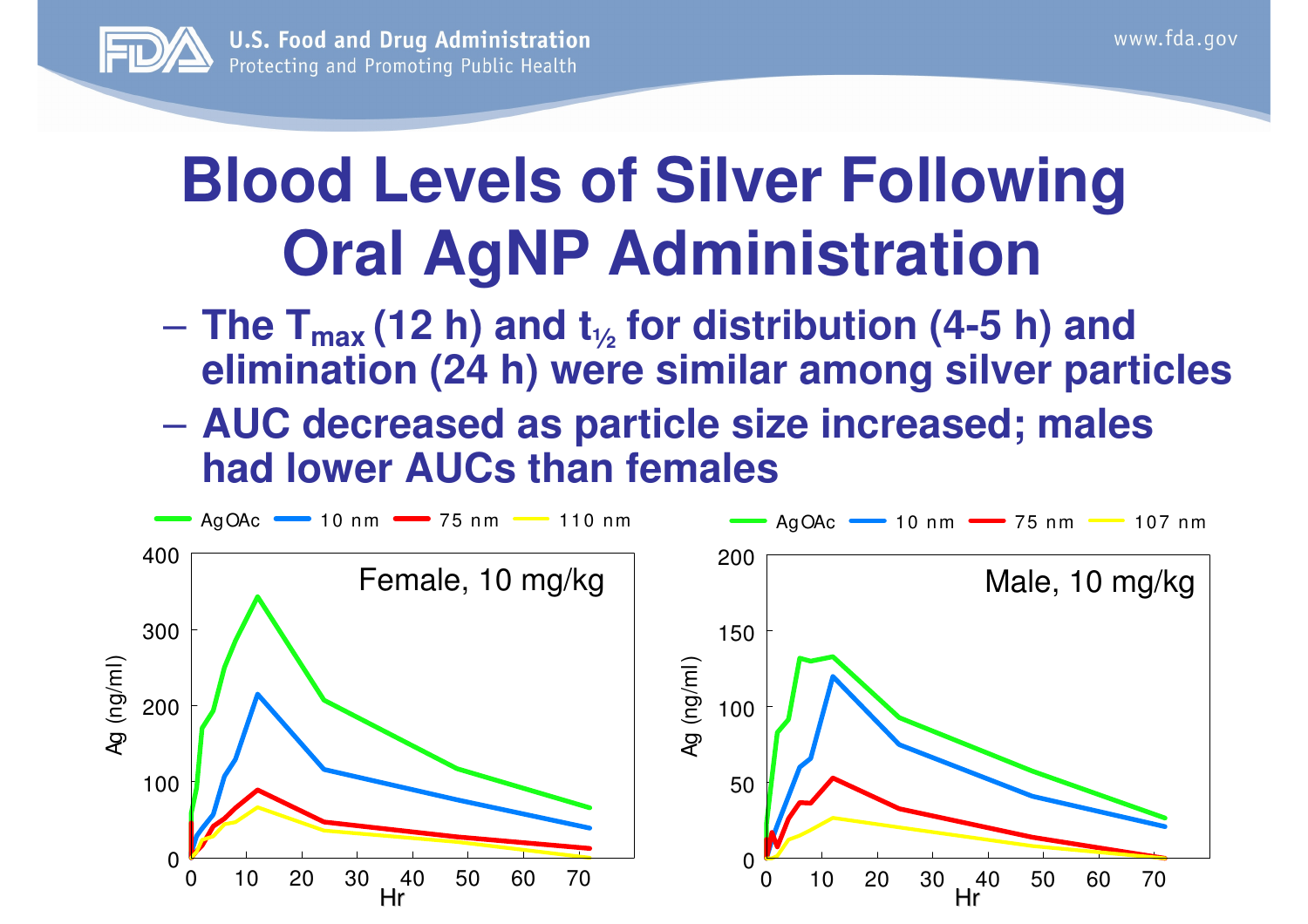# Blood Levels of Silver Following Oral AgNP Administration

- The $T_{max}$ (12 h) and $t_{½}$ for distribution (4-5 h) and elimination (24 h) were similar among silver particles
- AUC decreased as particle size increased; males had lower AUCs than females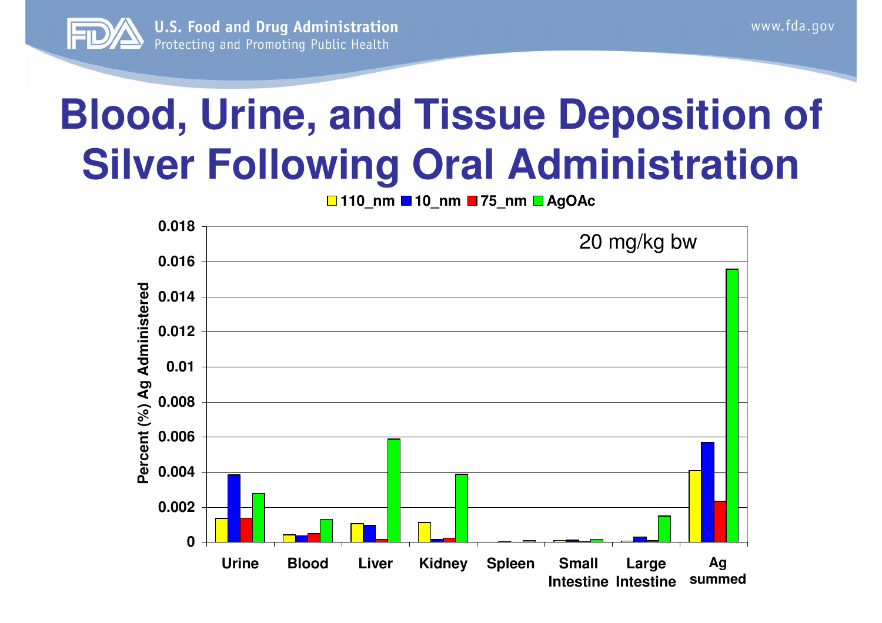# Blood, Urine, and Tissue Deposition of Silver Following Oral Administration

110_nm | 10_nm | 75_nm | AgOAc

20 mg/kg bw

Percent (%) Ag Administered

0.018
0.016
0.014
0.012
0.01
0.008
0.006
0.004
0.002
0

Urine | Blood | Liver | Kidney | Spleen | Small Intestine | Large Intestine | Ag summed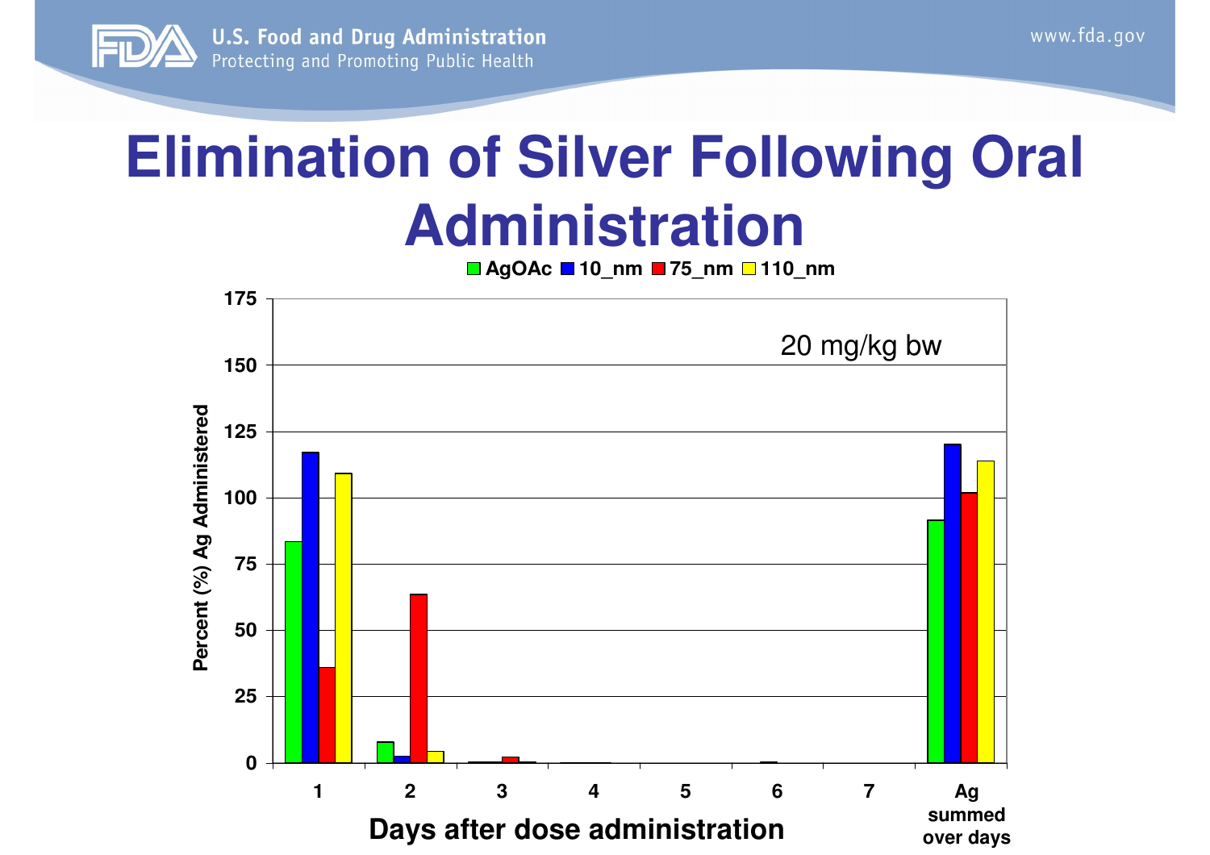# Elimination of Silver Following Oral Administration

AgOAc | 10_nm | 75_nm | 110_nm

20 mg/kg bw

Percent (%) Ag Administered

175, 150, 125, 100, 75, 50, 25, 0

1, 2, 3, 4, 5, 6, 7, Ag summed over days

Days after dose administration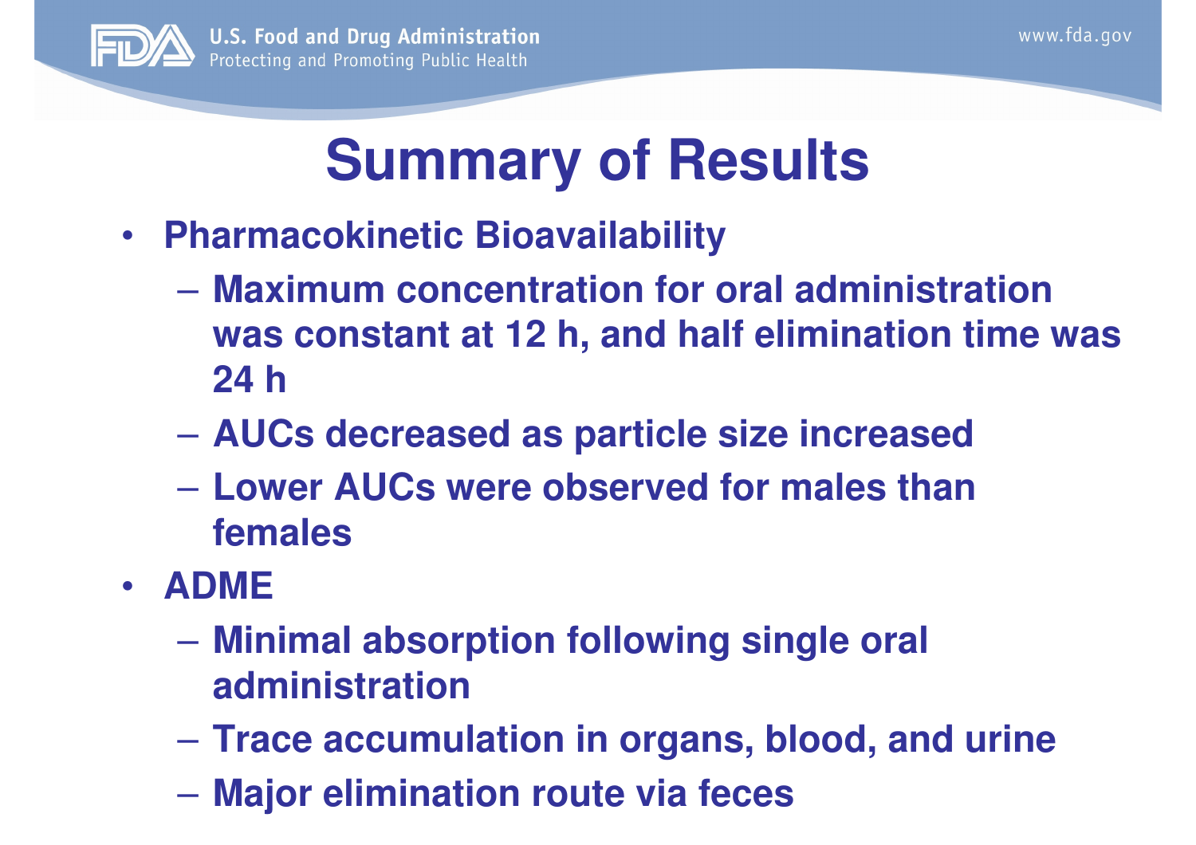# Summary of Results

- **Pharmacokinetic Bioavailability**
  - Maximum concentration for oral administration was constant at 12 h, and half elimination time was 24 h
  - AUCs decreased as particle size increased
  - Lower AUCs were observed for males than females
- **ADME**
  - Minimal absorption following single oral administration
  - Trace accumulation in organs, blood, and urine
  - Major elimination route via feces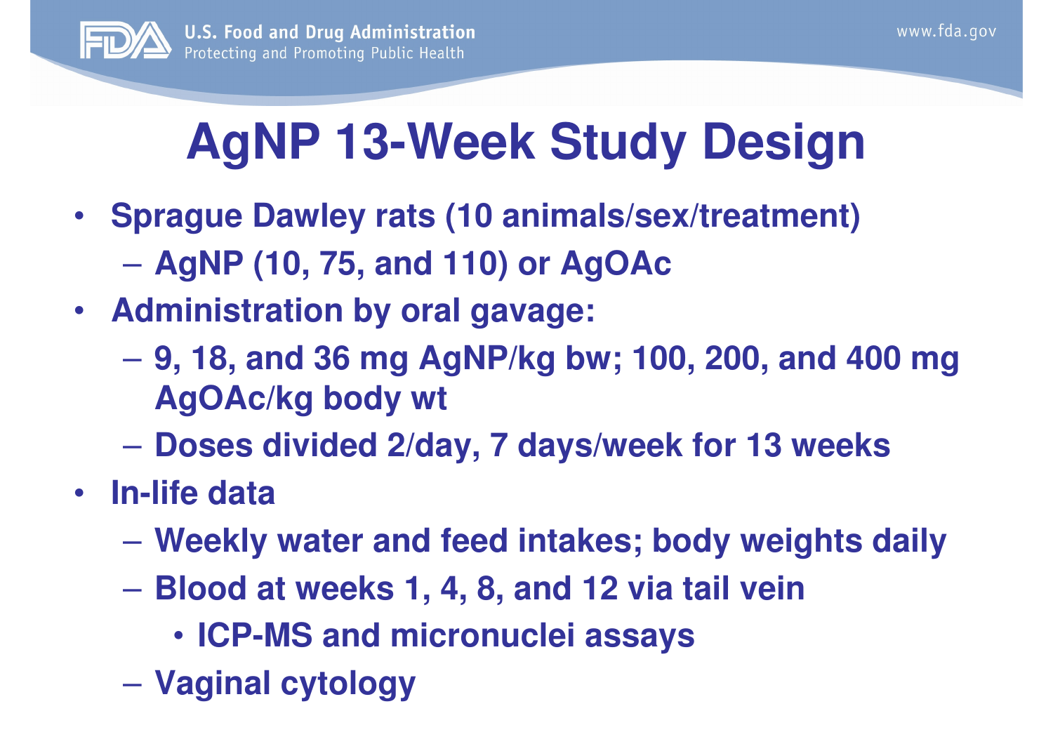# AgNP 13-Week Study Design

- Sprague Dawley rats (10 animals/sex/treatment)
  - AgNP (10, 75, and 110) or AgOAc
- Administration by oral gavage:
  - 9, 18, and 36 mg AgNP/kg bw; 100, 200, and 400 mg AgOAc/kg body wt
  - Doses divided 2/day, 7 days/week for 13 weeks
- In-life data
  - Weekly water and feed intakes; body weights daily
  - Blood at weeks 1, 4, 8, and 12 via tail vein
    - ICP-MS and micronuclei assays
  - Vaginal cytology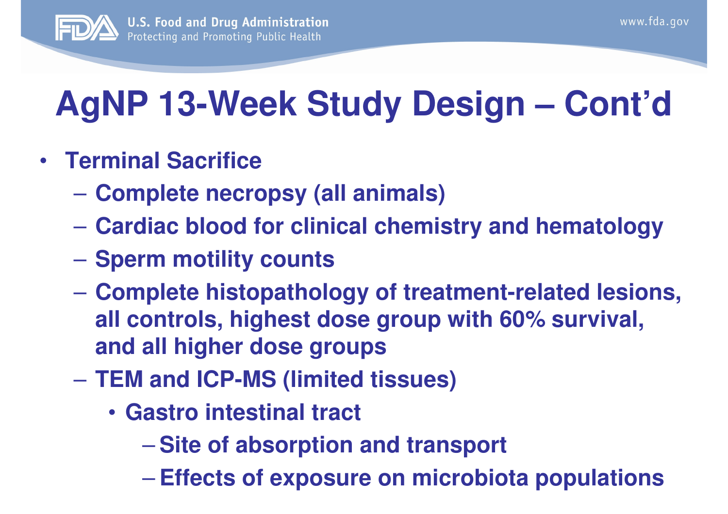# AgNP 13-Week Study Design – Cont'd

- **Terminal Sacrifice**
  - **Complete necropsy (all animals)**
  - **Cardiac blood for clinical chemistry and hematology**
  - **Sperm motility counts**
  - **Complete histopathology of treatment-related lesions, all controls, highest dose group with 60% survival, and all higher dose groups**
  - **TEM and ICP-MS (limited tissues)**
    - **Gastro intestinal tract**
      - **Site of absorption and transport**
      - **Effects of exposure on microbiota populations**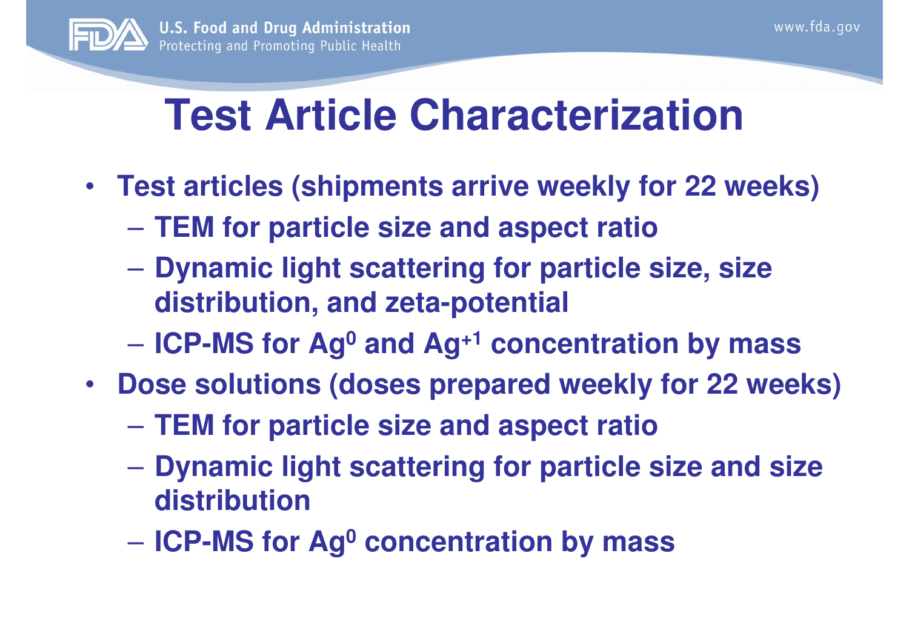# Test Article Characterization

- **Test articles (shipments arrive weekly for 22 weeks)**
  - **TEM for particle size and aspect ratio**
  - **Dynamic light scattering for particle size, size distribution, and zeta-potential**
  - **ICP-MS for $Ag^0$ and $Ag^{+1}$ concentration by mass**
- **Dose solutions (doses prepared weekly for 22 weeks)**
  - **TEM for particle size and aspect ratio**
  - **Dynamic light scattering for particle size and size distribution**
  - **ICP-MS for $Ag^0$ concentration by mass**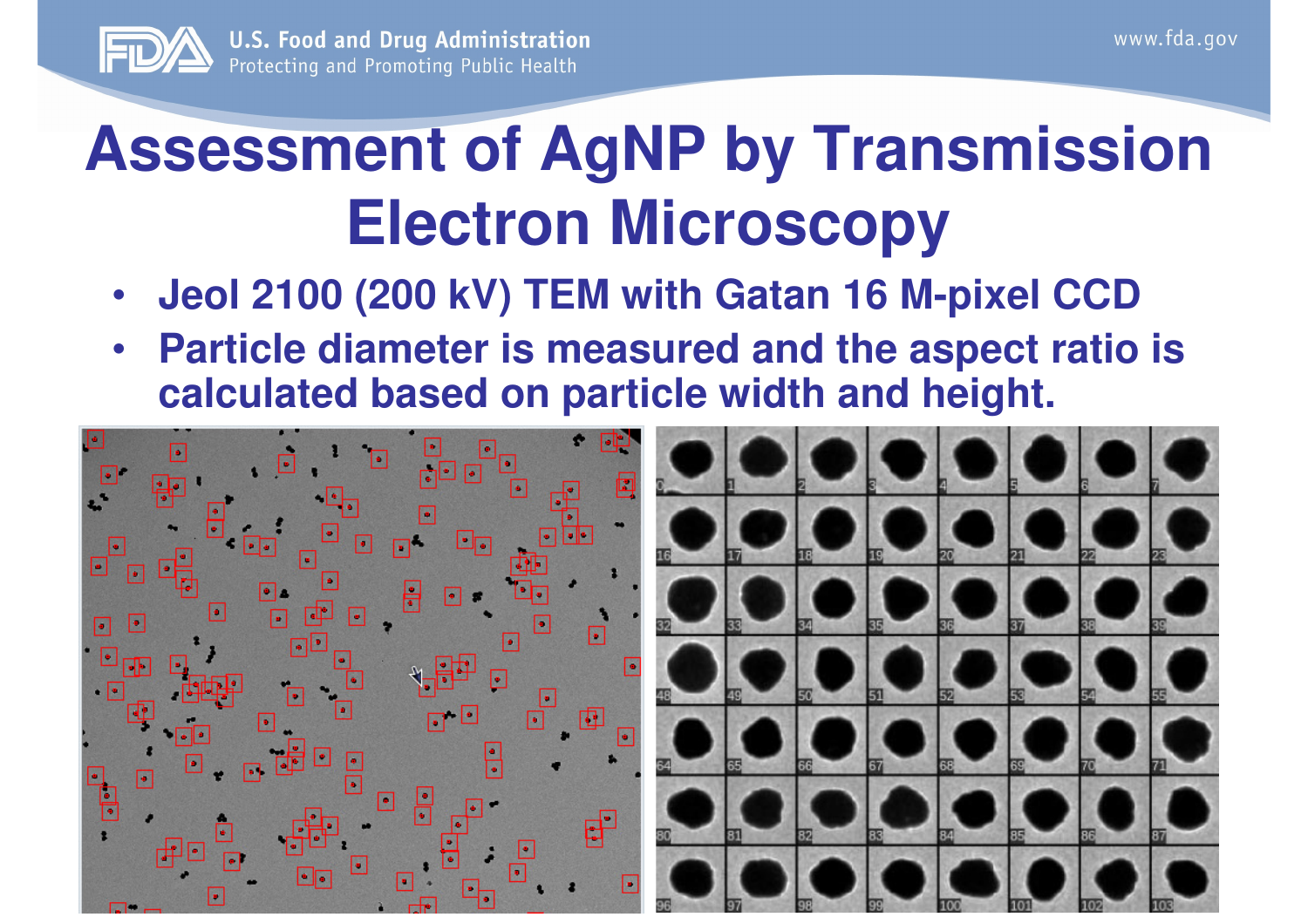# Assessment of AgNP by Transmission Electron Microscopy

- Jeol 2100 (200 kV) TEM with Gatan 16 M-pixel CCD
- Particle diameter is measured and the aspect ratio is calculated based on particle width and height.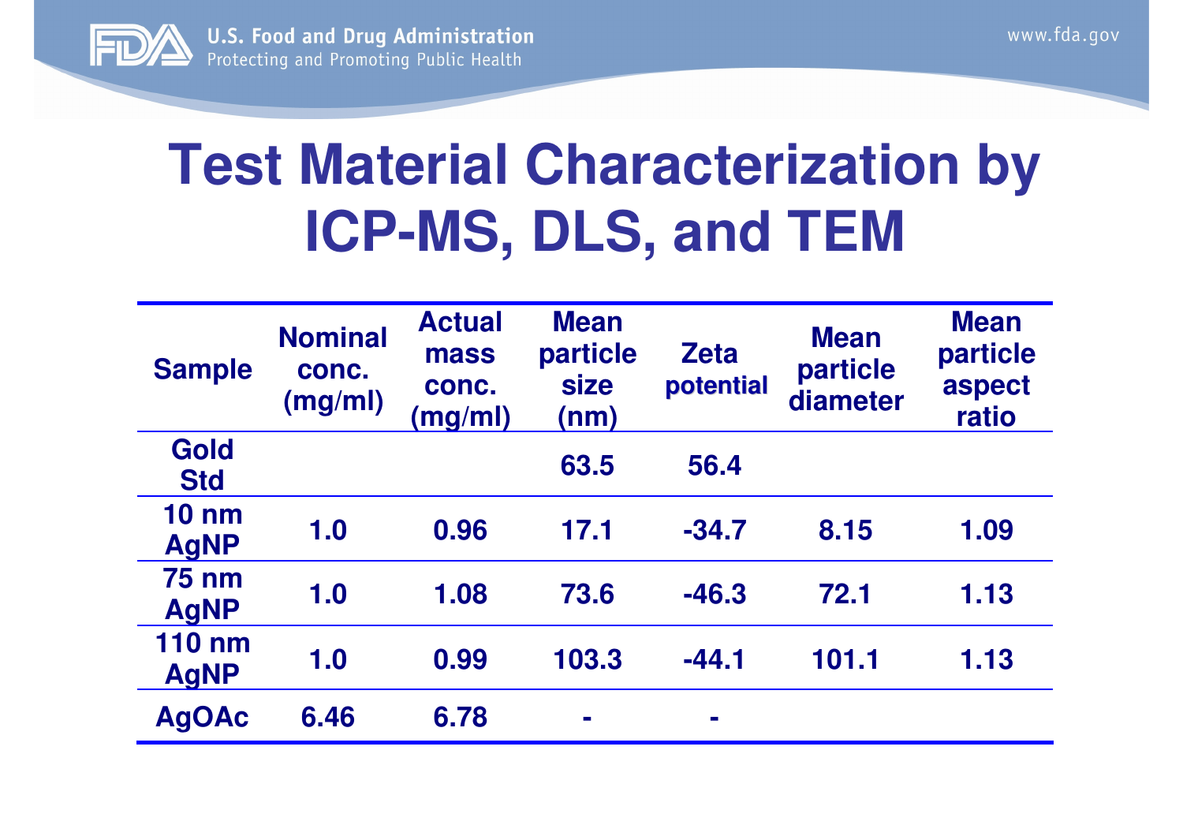# Test Material Characterization by ICP-MS, DLS, and TEM

| Sample | Nominal conc. (mg/ml) | Actual mass conc. (mg/ml) | Mean particle size (nm) | Zeta potential | Mean particle diameter | Mean particle aspect ratio |
|---|---|---|---|---|---|---|
| Gold Std | | | 63.5 | 56.4 | | |
| 10 nm AgNP | 1.0 | 0.96 | 17.1 | -34.7 | 8.15 | 1.09 |
| 75 nm AgNP | 1.0 | 1.08 | 73.6 | -46.3 | 72.1 | 1.13 |
| 110 nm AgNP | 1.0 | 0.99 | 103.3 | -44.1 | 101.1 | 1.13 |
| AgOAc | 6.46 | 6.78 | - | - | | |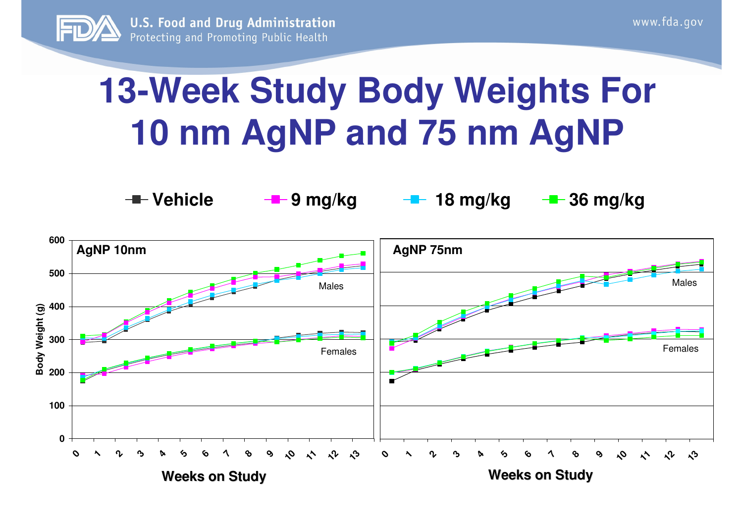# 13-Week Study Body Weights For 10 nm AgNP and 75 nm AgNP

Vehicle | 9 mg/kg | 18 mg/kg | 36 mg/kg

**AgNP 10nm**

Body Weight (g) vs. Weeks on Study (0–13); Males, Females

**AgNP 75nm**

Body Weight (g) vs. Weeks on Study (0–13); Males, Females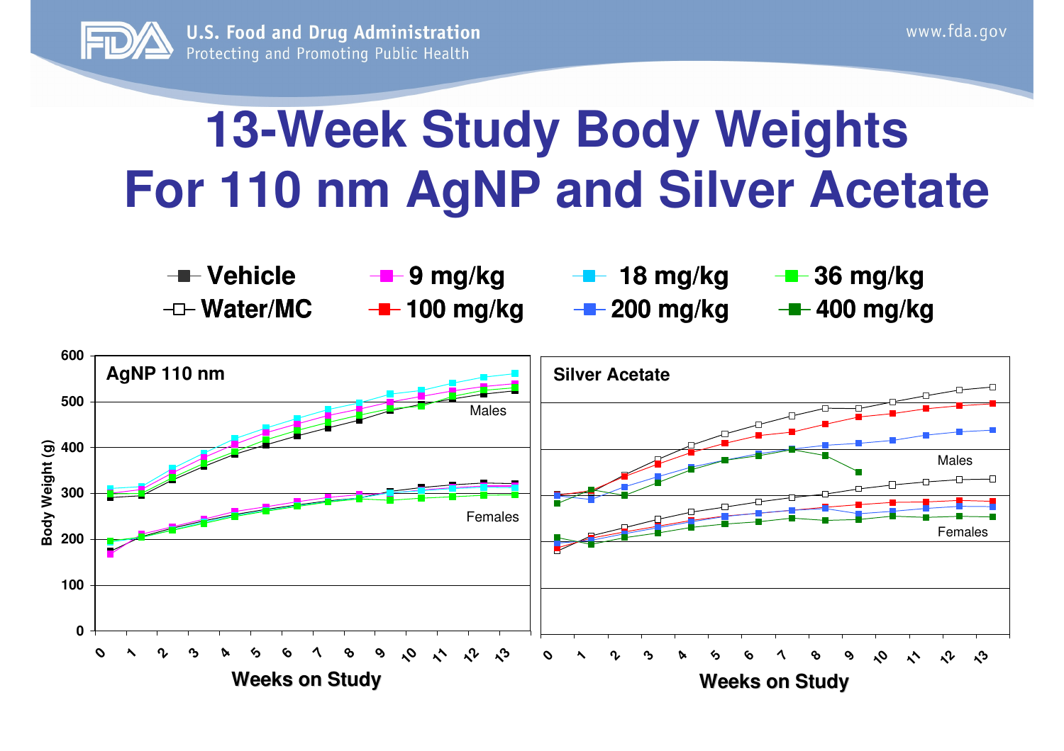# 13-Week Study Body Weights For 110 nm AgNP and Silver Acetate

Legend: Vehicle, 9 mg/kg, 18 mg/kg, 36 mg/kg, Water/MC, 100 mg/kg, 200 mg/kg, 400 mg/kg

**AgNP 110 nm** — Body Weight (g) vs. Weeks on Study (0–13); Males, Females

**Silver Acetate** — Body Weight (g) vs. Weeks on Study (0–13); Males, Females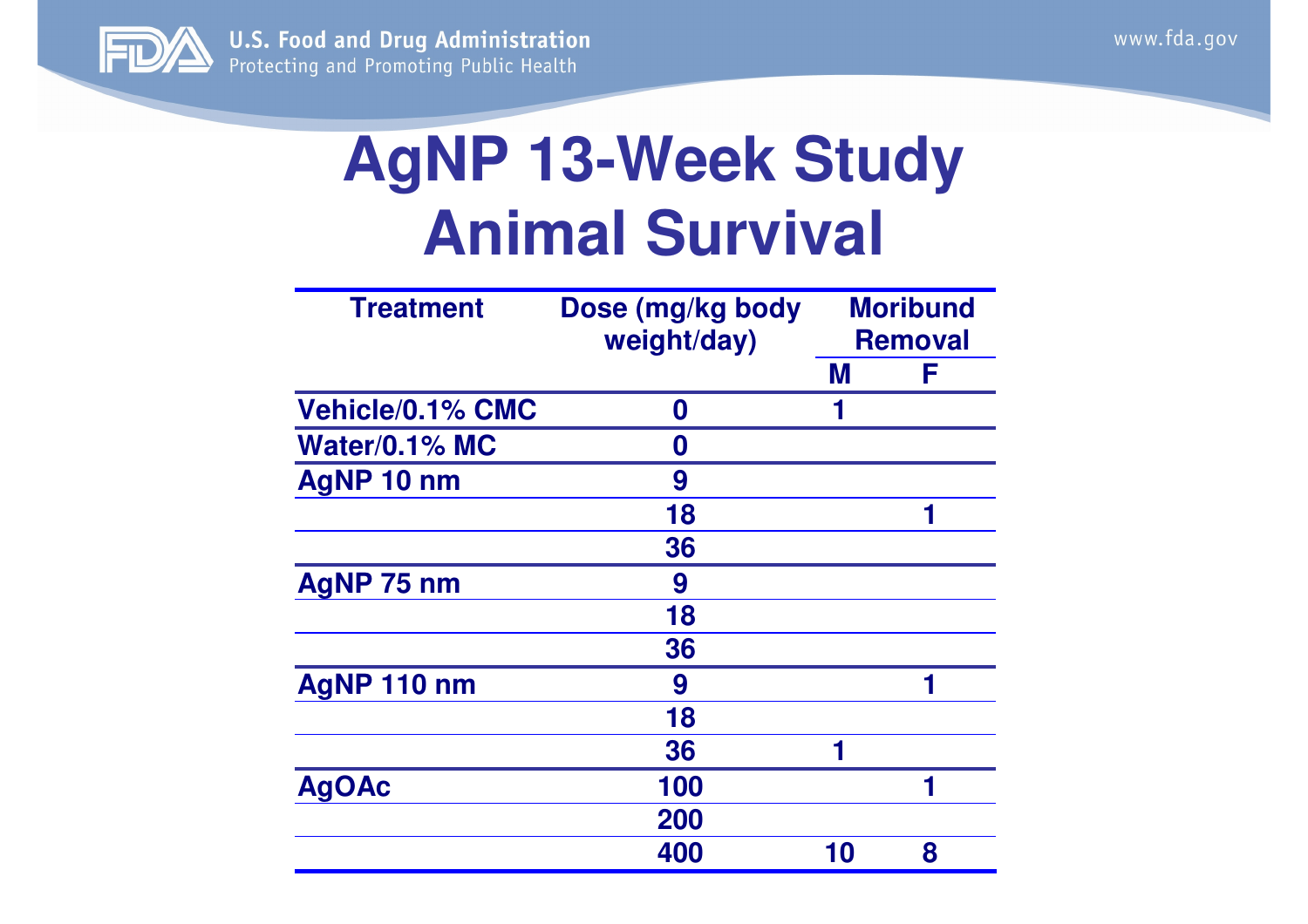# AgNP 13-Week Study Animal Survival

| Treatment | Dose (mg/kg body weight/day) | Moribund Removal | |
|---|---|---|---|
| | | M | F |
| Vehicle/0.1% CMC | 0 | 1 | |
| Water/0.1% MC | 0 | | |
| AgNP 10 nm | 9 | | |
| | 18 | | 1 |
| | 36 | | |
| AgNP 75 nm | 9 | | |
| | 18 | | |
| | 36 | | |
| AgNP 110 nm | 9 | | 1 |
| | 18 | | |
| | 36 | 1 | |
| AgOAc | 100 | | 1 |
| | 200 | | |
| | 400 | 10 | 8 |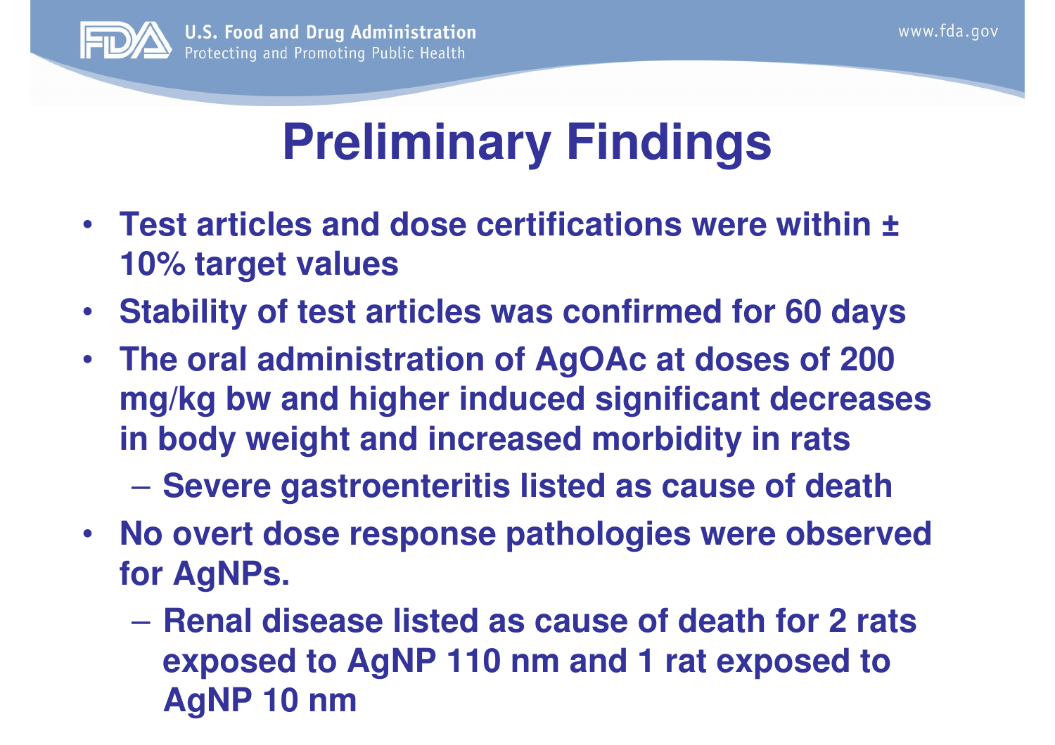# Preliminary Findings

- Test articles and dose certifications were within ± 10% target values
- Stability of test articles was confirmed for 60 days
- The oral administration of AgOAc at doses of 200 mg/kg bw and higher induced significant decreases in body weight and increased morbidity in rats
  - Severe gastroenteritis listed as cause of death
- No overt dose response pathologies were observed for AgNPs.
  - Renal disease listed as cause of death for 2 rats exposed to AgNP 110 nm and 1 rat exposed to AgNP 10 nm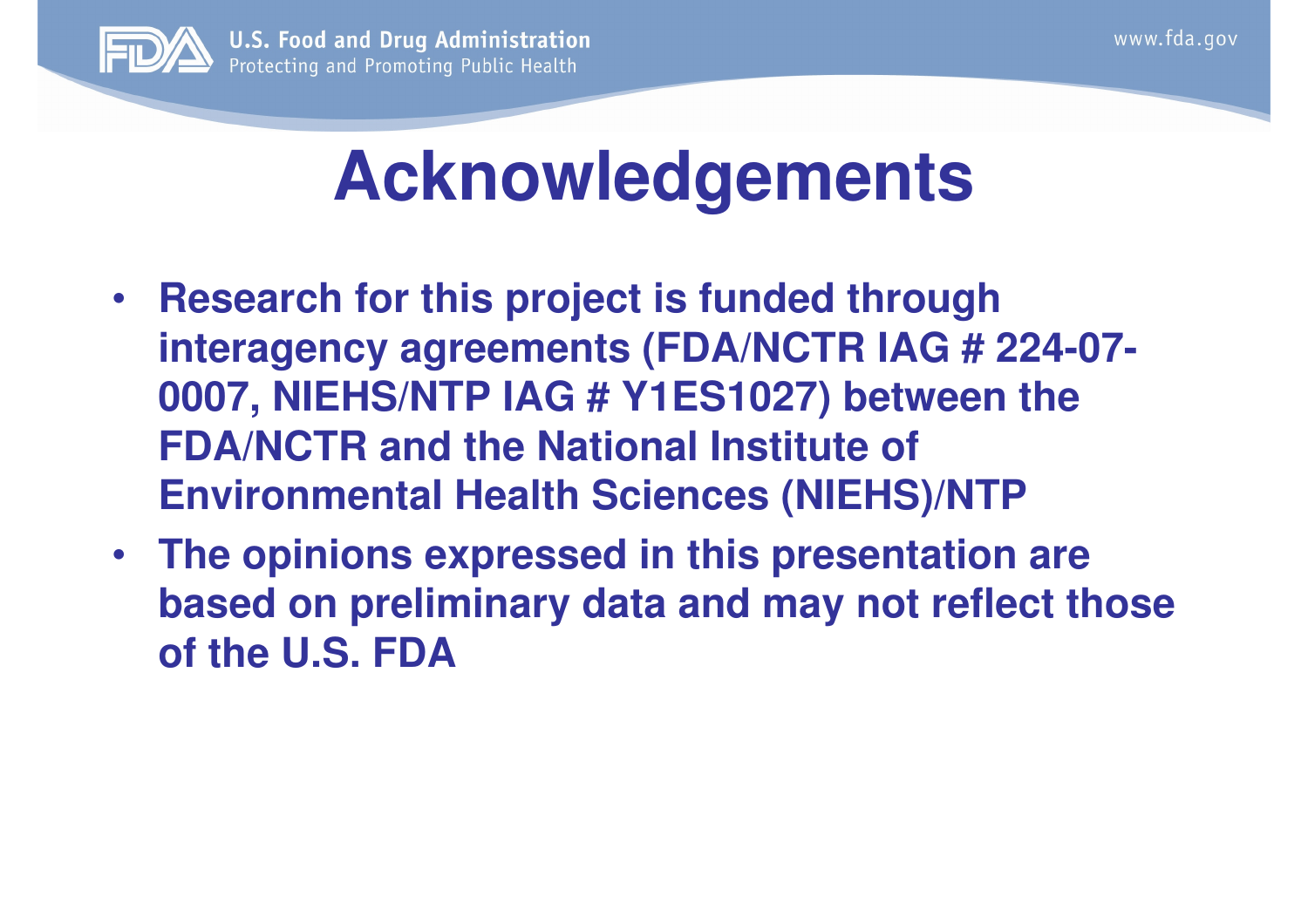# Acknowledgements

- **Research for this project is funded through interagency agreements (FDA/NCTR IAG # 224-07-0007, NIEHS/NTP IAG # Y1ES1027) between the FDA/NCTR and the National Institute of Environmental Health Sciences (NIEHS)/NTP**
- **The opinions expressed in this presentation are based on preliminary data and may not reflect those of the U.S. FDA**